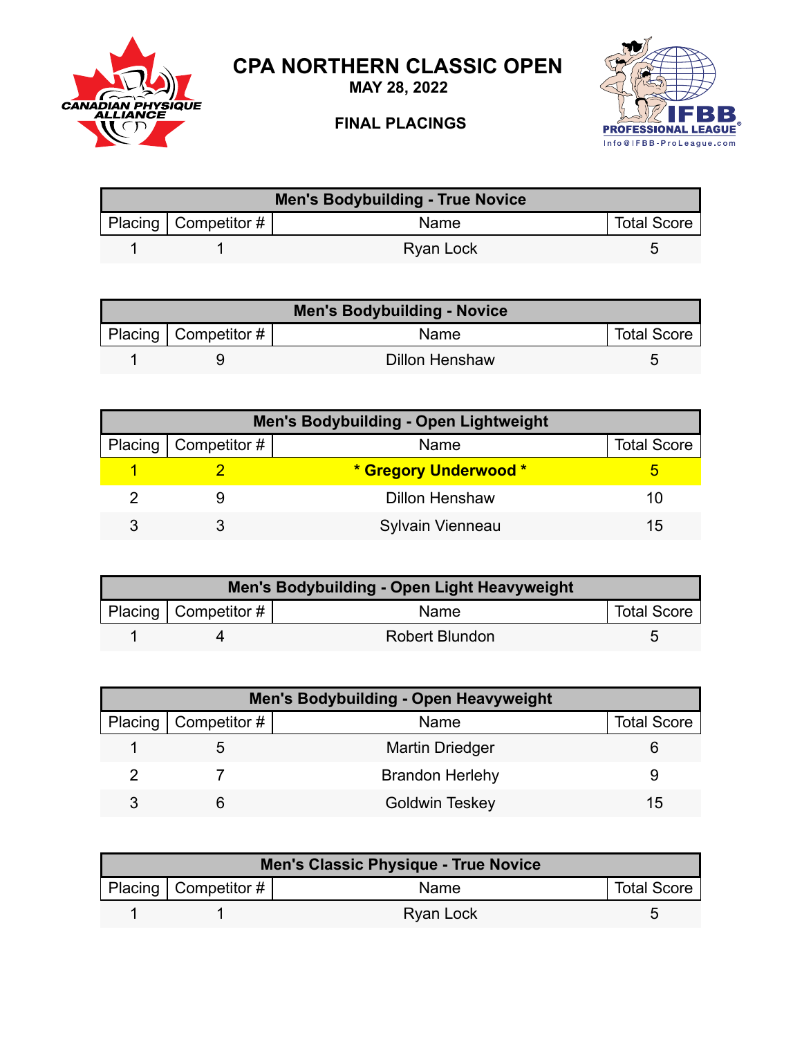# CPA NORTHERN CLASSIC OPEN

**MAY 28, 2022**

**FINAL PLACINGS**

| Men's Bodybuilding - True Novice | | | |
|---|---|---|---|
| Placing | Competitor # | Name | Total Score |
| 1 | 1 | Ryan Lock | 5 |

| Men's Bodybuilding - Novice | | | |
|---|---|---|---|
| Placing | Competitor # | Name | Total Score |
| 1 | 9 | Dillon Henshaw | 5 |

| Men's Bodybuilding - Open Lightweight | | | |
|---|---|---|---|
| Placing | Competitor # | Name | Total Score |
| **1** | **2** | **\* Gregory Underwood \*** | **5** |
| 2 | 9 | Dillon Henshaw | 10 |
| 3 | 3 | Sylvain Vienneau | 15 |

| Men's Bodybuilding - Open Light Heavyweight | | | |
|---|---|---|---|
| Placing | Competitor # | Name | Total Score |
| 1 | 4 | Robert Blundon | 5 |

| Men's Bodybuilding - Open Heavyweight | | | |
|---|---|---|---|
| Placing | Competitor # | Name | Total Score |
| 1 | 5 | Martin Driedger | 6 |
| 2 | 7 | Brandon Herlehy | 9 |
| 3 | 6 | Goldwin Teskey | 15 |

| Men's Classic Physique - True Novice | | | |
|---|---|---|---|
| Placing | Competitor # | Name | Total Score |
| 1 | 1 | Ryan Lock | 5 |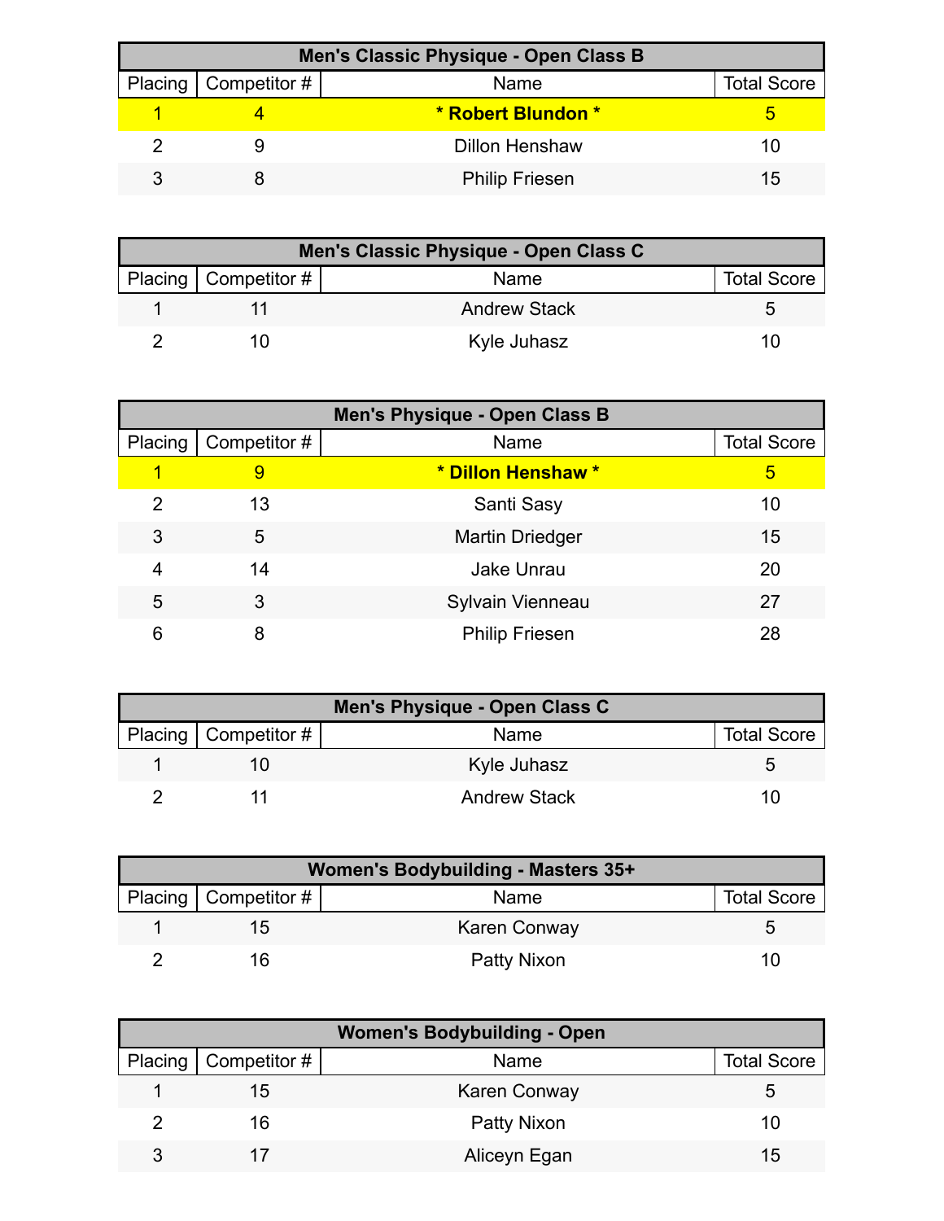| Men's Classic Physique - Open Class B | | | |
|---|---|---|---|
| Placing | Competitor # | Name | Total Score |
| 1 | 4 | **\* Robert Blundon \*** | 5 |
| 2 | 9 | Dillon Henshaw | 10 |
| 3 | 8 | Philip Friesen | 15 |

| Men's Classic Physique - Open Class C | | | |
|---|---|---|---|
| Placing | Competitor # | Name | Total Score |
| 1 | 11 | Andrew Stack | 5 |
| 2 | 10 | Kyle Juhasz | 10 |

| Men's Physique - Open Class B | | | |
|---|---|---|---|
| Placing | Competitor # | Name | Total Score |
| 1 | 9 | **\* Dillon Henshaw \*** | 5 |
| 2 | 13 | Santi Sasy | 10 |
| 3 | 5 | Martin Driedger | 15 |
| 4 | 14 | Jake Unrau | 20 |
| 5 | 3 | Sylvain Vienneau | 27 |
| 6 | 8 | Philip Friesen | 28 |

| Men's Physique - Open Class C | | | |
|---|---|---|---|
| Placing | Competitor # | Name | Total Score |
| 1 | 10 | Kyle Juhasz | 5 |
| 2 | 11 | Andrew Stack | 10 |

| Women's Bodybuilding - Masters 35+ | | | |
|---|---|---|---|
| Placing | Competitor # | Name | Total Score |
| 1 | 15 | Karen Conway | 5 |
| 2 | 16 | Patty Nixon | 10 |

| Women's Bodybuilding - Open | | | |
|---|---|---|---|
| Placing | Competitor # | Name | Total Score |
| 1 | 15 | Karen Conway | 5 |
| 2 | 16 | Patty Nixon | 10 |
| 3 | 17 | Aliceyn Egan | 15 |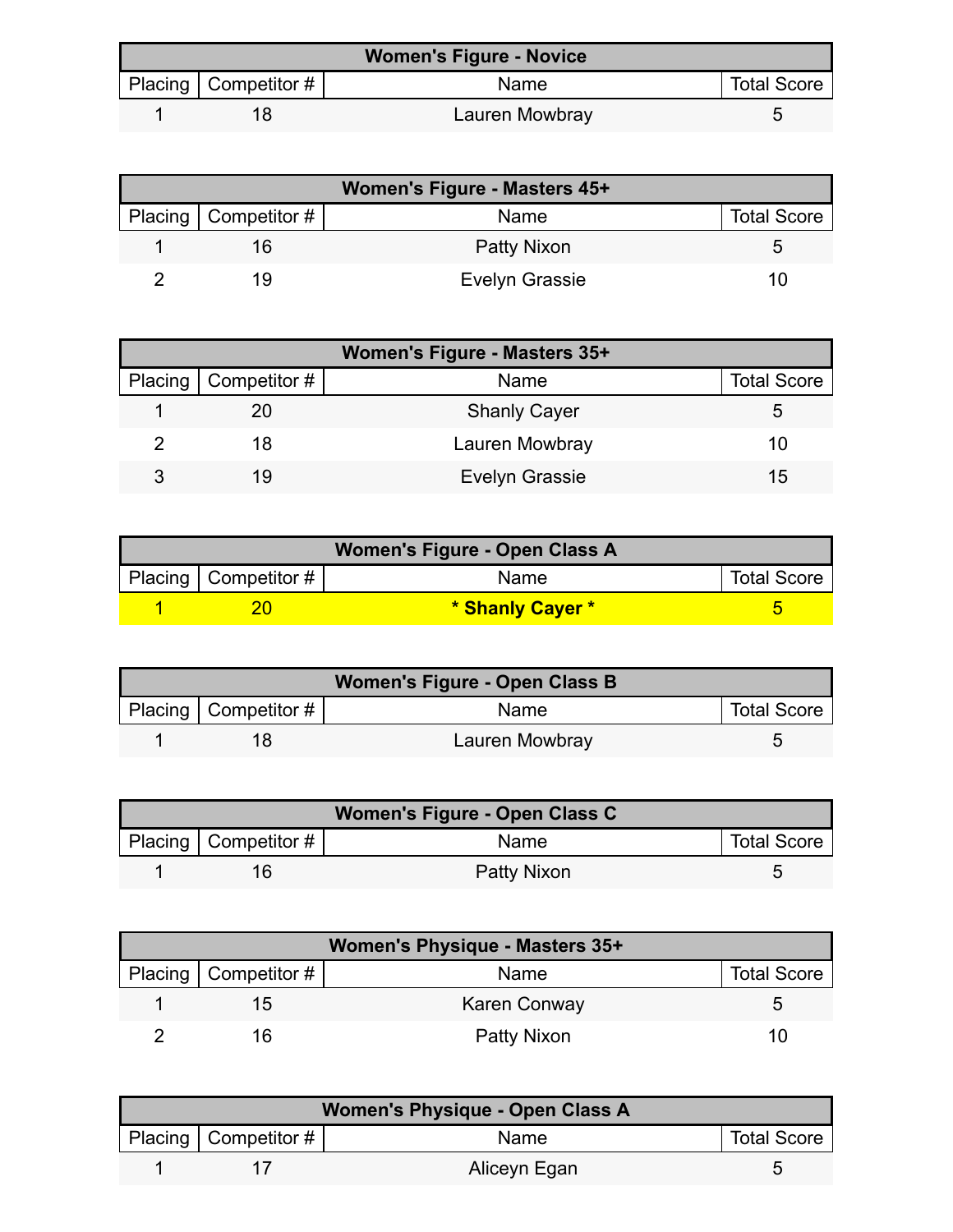| Women's Figure - Novice | | | |
|---|---|---|---|
| Placing | Competitor # | Name | Total Score |
| 1 | 18 | Lauren Mowbray | 5 |

| Women's Figure - Masters 45+ | | | |
|---|---|---|---|
| Placing | Competitor # | Name | Total Score |
| 1 | 16 | Patty Nixon | 5 |
| 2 | 19 | Evelyn Grassie | 10 |

| Women's Figure - Masters 35+ | | | |
|---|---|---|---|
| Placing | Competitor # | Name | Total Score |
| 1 | 20 | Shanly Cayer | 5 |
| 2 | 18 | Lauren Mowbray | 10 |
| 3 | 19 | Evelyn Grassie | 15 |

| Women's Figure - Open Class A | | | |
|---|---|---|---|
| Placing | Competitor # | Name | Total Score |
| 1 | 20 | **\* Shanly Cayer \*** | 5 |

| Women's Figure - Open Class B | | | |
|---|---|---|---|
| Placing | Competitor # | Name | Total Score |
| 1 | 18 | Lauren Mowbray | 5 |

| Women's Figure - Open Class C | | | |
|---|---|---|---|
| Placing | Competitor # | Name | Total Score |
| 1 | 16 | Patty Nixon | 5 |

| Women's Physique - Masters 35+ | | | |
|---|---|---|---|
| Placing | Competitor # | Name | Total Score |
| 1 | 15 | Karen Conway | 5 |
| 2 | 16 | Patty Nixon | 10 |

| Women's Physique - Open Class A | | | |
|---|---|---|---|
| Placing | Competitor # | Name | Total Score |
| 1 | 17 | Aliceyn Egan | 5 |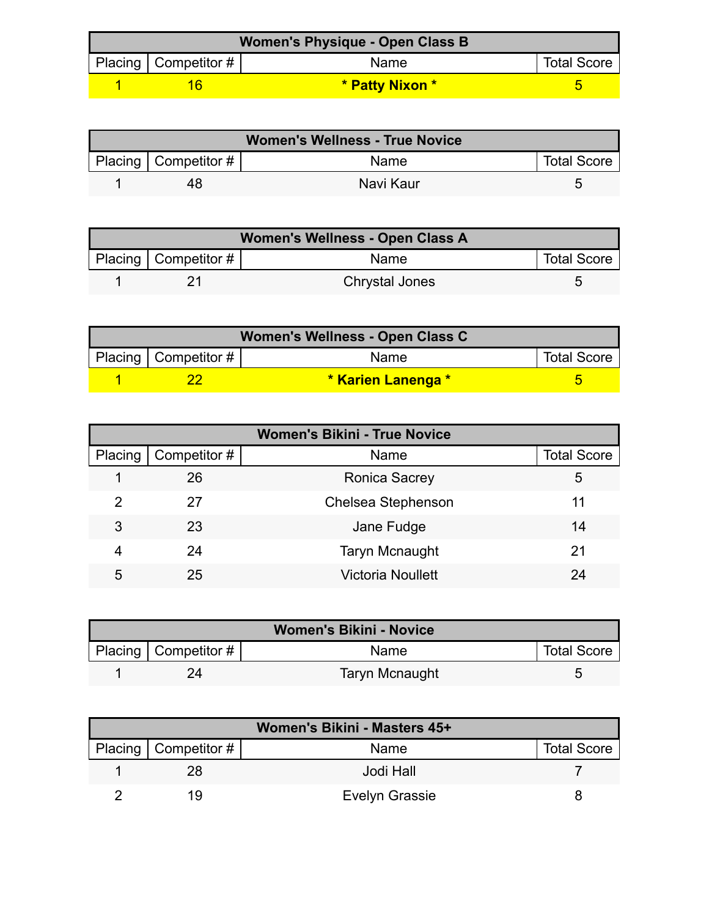| Women's Physique - Open Class B | | | |
|---|---|---|---|
| Placing | Competitor # | Name | Total Score |
| 1 | 16 | **\* Patty Nixon \*** | 5 |

| Women's Wellness - True Novice | | | |
|---|---|---|---|
| Placing | Competitor # | Name | Total Score |
| 1 | 48 | Navi Kaur | 5 |

| Women's Wellness - Open Class A | | | |
|---|---|---|---|
| Placing | Competitor # | Name | Total Score |
| 1 | 21 | Chrystal Jones | 5 |

| Women's Wellness - Open Class C | | | |
|---|---|---|---|
| Placing | Competitor # | Name | Total Score |
| 1 | 22 | **\* Karien Lanenga \*** | 5 |

| Women's Bikini - True Novice | | | |
|---|---|---|---|
| Placing | Competitor # | Name | Total Score |
| 1 | 26 | Ronica Sacrey | 5 |
| 2 | 27 | Chelsea Stephenson | 11 |
| 3 | 23 | Jane Fudge | 14 |
| 4 | 24 | Taryn Mcnaught | 21 |
| 5 | 25 | Victoria Noullett | 24 |

| Women's Bikini - Novice | | | |
|---|---|---|---|
| Placing | Competitor # | Name | Total Score |
| 1 | 24 | Taryn Mcnaught | 5 |

| Women's Bikini - Masters 45+ | | | |
|---|---|---|---|
| Placing | Competitor # | Name | Total Score |
| 1 | 28 | Jodi Hall | 7 |
| 2 | 19 | Evelyn Grassie | 8 |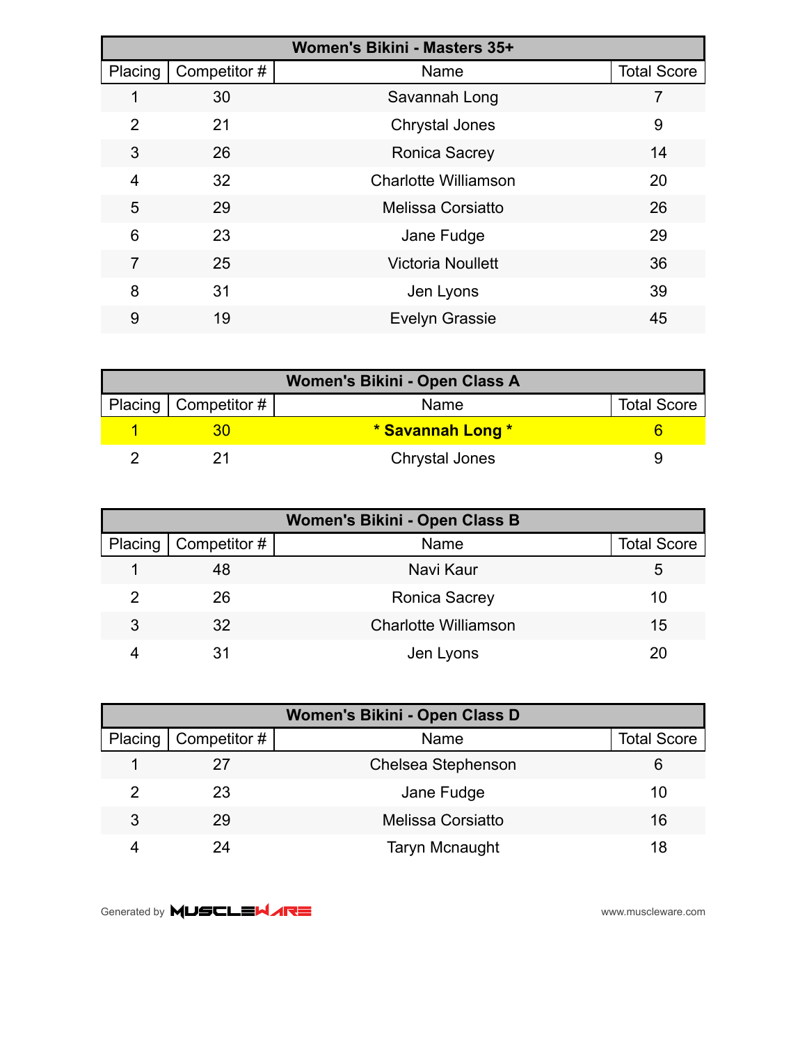| Women's Bikini - Masters 35+ | | | |
|---|---|---|---|
| Placing | Competitor # | Name | Total Score |
| 1 | 30 | Savannah Long | 7 |
| 2 | 21 | Chrystal Jones | 9 |
| 3 | 26 | Ronica Sacrey | 14 |
| 4 | 32 | Charlotte Williamson | 20 |
| 5 | 29 | Melissa Corsiatto | 26 |
| 6 | 23 | Jane Fudge | 29 |
| 7 | 25 | Victoria Noullett | 36 |
| 8 | 31 | Jen Lyons | 39 |
| 9 | 19 | Evelyn Grassie | 45 |

| Women's Bikini - Open Class A | | | |
|---|---|---|---|
| Placing | Competitor # | Name | Total Score |
| 1 | 30 | **\* Savannah Long \*** | 6 |
| 2 | 21 | Chrystal Jones | 9 |

| Women's Bikini - Open Class B | | | |
|---|---|---|---|
| Placing | Competitor # | Name | Total Score |
| 1 | 48 | Navi Kaur | 5 |
| 2 | 26 | Ronica Sacrey | 10 |
| 3 | 32 | Charlotte Williamson | 15 |
| 4 | 31 | Jen Lyons | 20 |

| Women's Bikini - Open Class D | | | |
|---|---|---|---|
| Placing | Competitor # | Name | Total Score |
| 1 | 27 | Chelsea Stephenson | 6 |
| 2 | 23 | Jane Fudge | 10 |
| 3 | 29 | Melissa Corsiatto | 16 |
| 4 | 24 | Taryn Mcnaught | 18 |

Generated by MUSCLEWARE www.muscleware.com